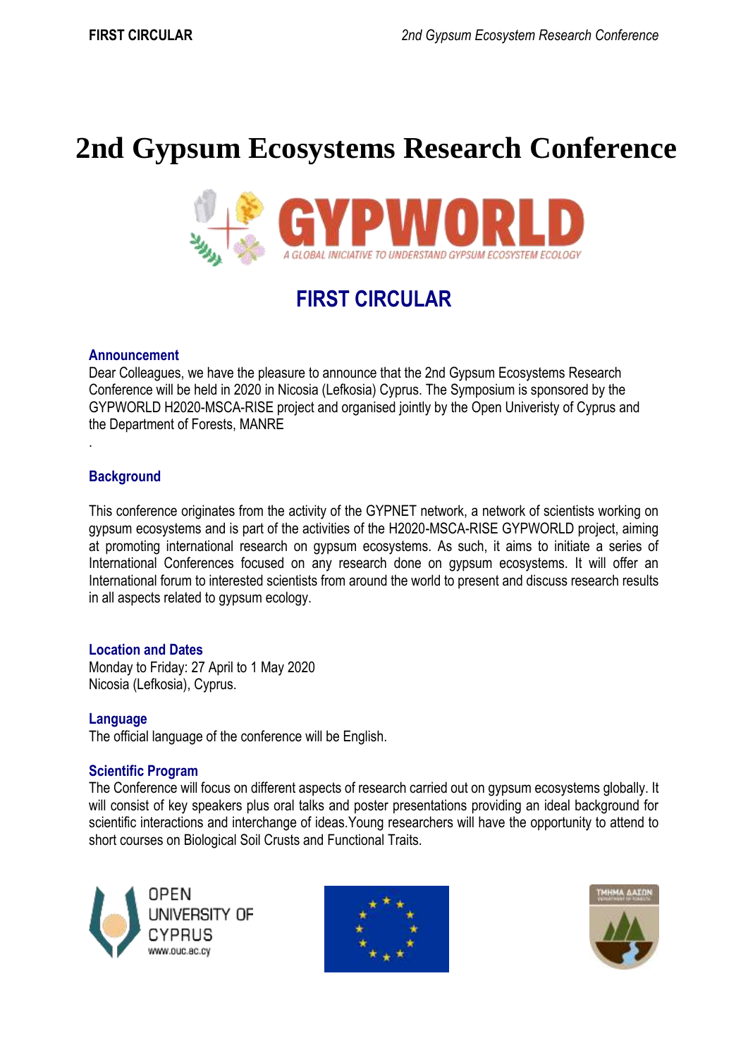# 2nd Gypsum Ecosystems Research Conference

GYPWORLD

*A GLOBAL INICIATIVE TO UNDERSTAND GYPSUM ECOSYSTEM ECOLOGY*

## FIRST CIRCULAR

### Announcement

Dear Colleagues, we have the pleasure to announce that the 2nd Gypsum Ecosystems Research Conference will be held in 2020 in Nicosia (Lefkosia) Cyprus. The Symposium is sponsored by the GYPWORLD H2020-MSCA-RISE project and organised jointly by the Open Univeristy of Cyprus and the Department of Forests, MANRE

.

### Background

This conference originates from the activity of the GYPNET network, a network of scientists working on gypsum ecosystems and is part of the activities of the H2020-MSCA-RISE GYPWORLD project, aiming at promoting international research on gypsum ecosystems. As such, it aims to initiate a series of International Conferences focused on any research done on gypsum ecosystems. It will offer an International forum to interested scientists from around the world to present and discuss research results in all aspects related to gypsum ecology.

### Location and Dates

Monday to Friday: 27 April to 1 May 2020
Nicosia (Lefkosia), Cyprus.

### Language

The official language of the conference will be English.

### Scientific Program

The Conference will focus on different aspects of research carried out on gypsum ecosystems globally. It will consist of key speakers plus oral talks and poster presentations providing an ideal background for scientific interactions and interchange of ideas.Young researchers will have the opportunity to attend to short courses on Biological Soil Crusts and Functional Traits.

OPEN UNIVERSITY OF CYPRUS
www.ouc.ac.cy

ΤΜΗΜΑ ΔΑΣΩΝ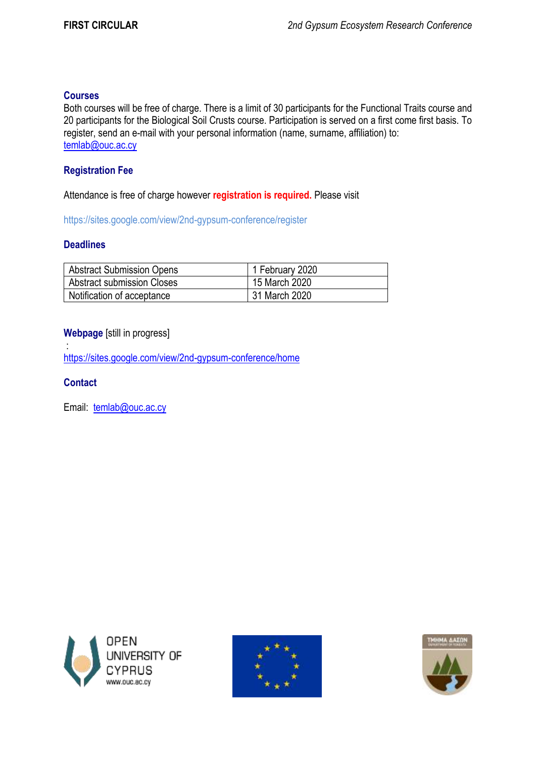## Courses

Both courses will be free of charge. There is a limit of 30 participants for the Functional Traits course and 20 participants for the Biological Soil Crusts course. Participation is served on a first come first basis. To register, send an e-mail with your personal information (name, surname, affiliation) to: temlab@ouc.ac.cy

## Registration Fee

Attendance is free of charge however **registration is required.** Please visit

https://sites.google.com/view/2nd-gypsum-conference/register

## Deadlines

| | |
|---|---|
| Abstract Submission Opens | 1 February 2020 |
| Abstract submission Closes | 15 March 2020 |
| Notification of acceptance | 31 March 2020 |

**Webpage** [still in progress]
:
https://sites.google.com/view/2nd-gypsum-conference/home

## Contact

Email: temlab@ouc.ac.cy

OPEN UNIVERSITY OF CYPRUS
www.ouc.ac.cy

ΤΜΗΜΑ ΔΑΣΩΝ